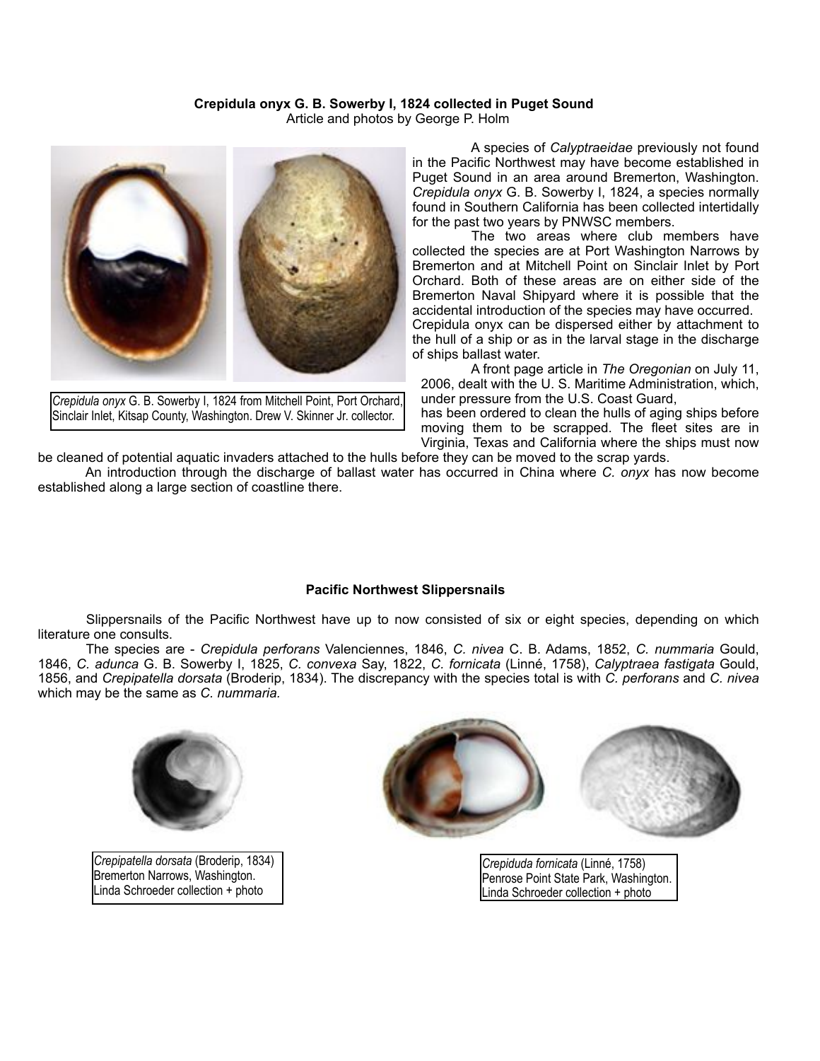**Crepidula onyx G. B. Sowerby I, 1824 collected in Puget Sound**

Article and photos by George P. Holm

*Crepidula onyx* G. B. Sowerby I, 1824 from Mitchell Point, Port Orchard, Sinclair Inlet, Kitsap County, Washington. Drew V. Skinner Jr. collector.

A species of *Calyptraeidae* previously not found in the Pacific Northwest may have become established in Puget Sound in an area around Bremerton, Washington. *Crepidula onyx* G. B. Sowerby I, 1824, a species normally found in Southern California has been collected intertidally for the past two years by PNWSC members.

The two areas where club members have collected the species are at Port Washington Narrows by Bremerton and at Mitchell Point on Sinclair Inlet by Port Orchard. Both of these areas are on either side of the Bremerton Naval Shipyard where it is possible that the accidental introduction of the species may have occurred. Crepidula onyx can be dispersed either by attachment to the hull of a ship or as in the larval stage in the discharge of ships ballast water.

A front page article in *The Oregonian* on July 11, 2006, dealt with the U. S. Maritime Administration, which, under pressure from the U.S. Coast Guard, has been ordered to clean the hulls of aging ships before moving them to be scrapped. The fleet sites are in Virginia, Texas and California where the ships must now be cleaned of potential aquatic invaders attached to the hulls before they can be moved to the scrap yards.

An introduction through the discharge of ballast water has occurred in China where *C. onyx* has now become established along a large section of coastline there.

**Pacific Northwest Slippersnails**

Slippersnails of the Pacific Northwest have up to now consisted of six or eight species, depending on which literature one consults.

The species are - *Crepidula perforans* Valenciennes, 1846, *C. nivea* C. B. Adams, 1852, *C. nummaria* Gould, 1846, *C. adunca* G. B. Sowerby I, 1825, *C. convexa* Say, 1822, *C. fornicata* (Linné, 1758), *Calyptraea fastigata* Gould, 1856, and *Crepipatella dorsata* (Broderip, 1834). The discrepancy with the species total is with *C. perforans* and *C. nivea* which may be the same as *C. nummaria.*

*Crepipatella dorsata* (Broderip, 1834)
Bremerton Narrows, Washington.
Linda Schroeder collection + photo

*Crepiduda fornicata* (Linné, 1758)
Penrose Point State Park, Washington.
Linda Schroeder collection + photo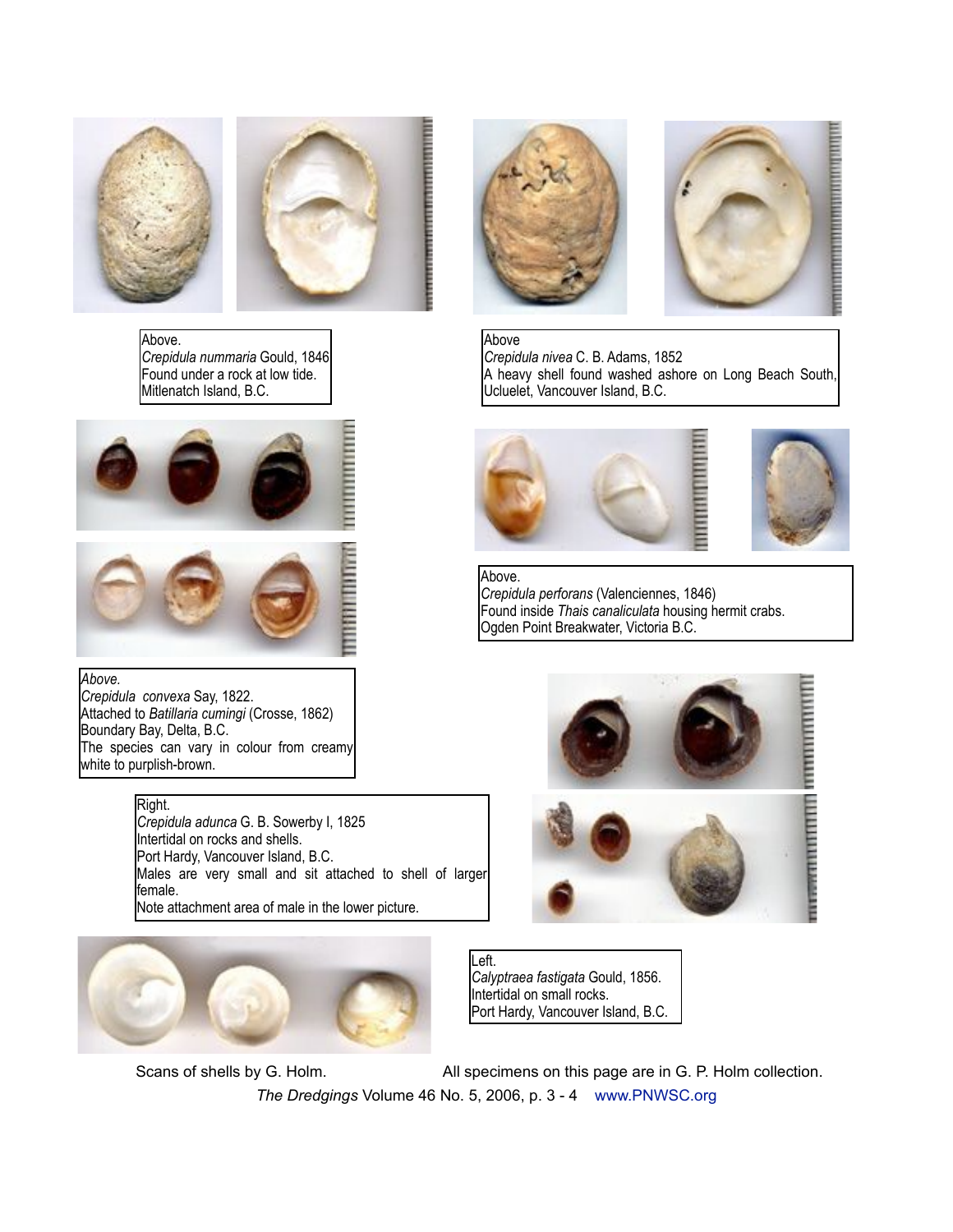Above.
*Crepidula nummaria* Gould, 1846
Found under a rock at low tide.
Mitlenatch Island, B.C.

Above
*Crepidula nivea* C. B. Adams, 1852
A heavy shell found washed ashore on Long Beach South, Ucluelet, Vancouver Island, B.C.

*Above.*
*Crepidula convexa* Say, 1822.
Attached to *Batillaria cumingi* (Crosse, 1862)
Boundary Bay, Delta, B.C.
The species can vary in colour from creamy white to purplish-brown.

Above.
*Crepidula perforans* (Valenciennes, 1846)
Found inside *Thais canaliculata* housing hermit crabs.
Ogden Point Breakwater, Victoria B.C.

Right.
*Crepidula adunca* G. B. Sowerby I, 1825
Intertidal on rocks and shells.
Port Hardy, Vancouver Island, B.C.
Males are very small and sit attached to shell of larger female.
Note attachment area of male in the lower picture.

Left.
*Calyptraea fastigata* Gould, 1856.
Intertidal on small rocks.
Port Hardy, Vancouver Island, B.C.

Scans of shells by G. Holm. All specimens on this page are in G. P. Holm collection.